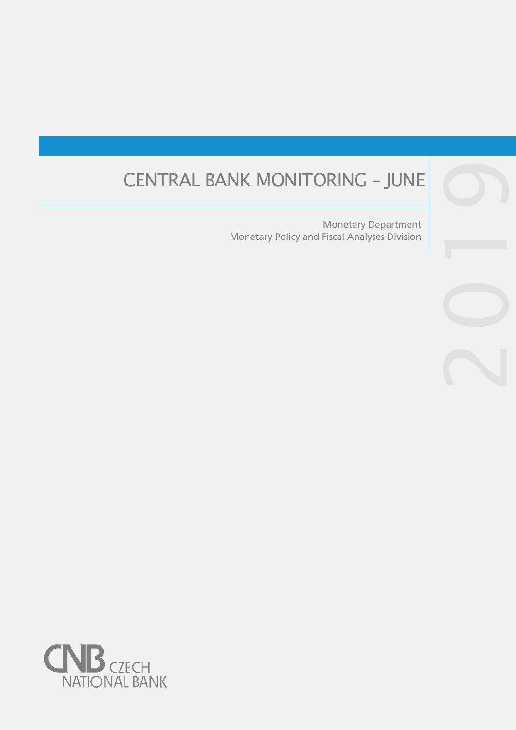# CENTRAL BANK MONITORING – JUNE

2019

Monetary Department
Monetary Policy and Fiscal Analyses Division

CNB CZECH NATIONAL BANK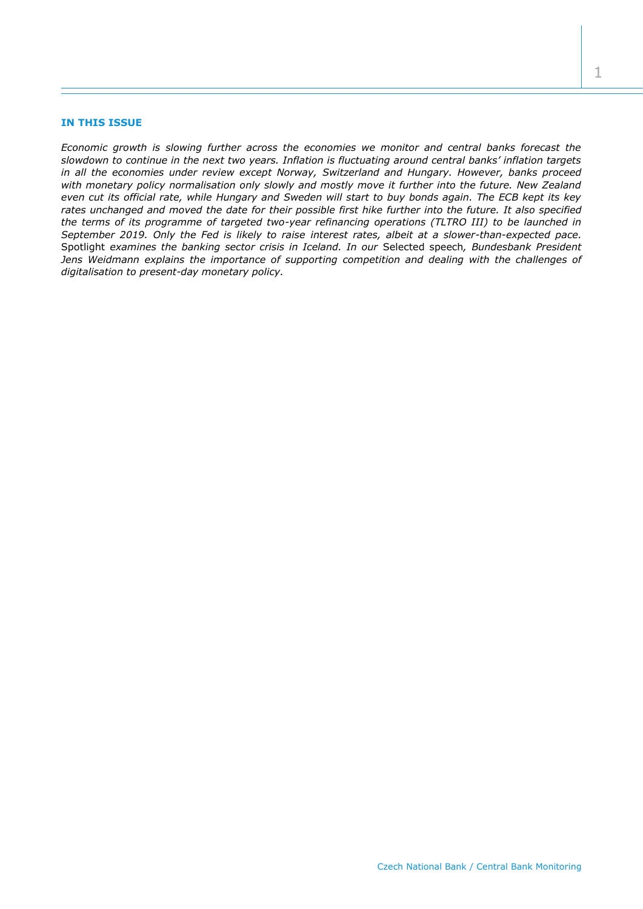## IN THIS ISSUE

*Economic growth is slowing further across the economies we monitor and central banks forecast the slowdown to continue in the next two years. Inflation is fluctuating around central banks' inflation targets in all the economies under review except Norway, Switzerland and Hungary. However, banks proceed with monetary policy normalisation only slowly and mostly move it further into the future. New Zealand even cut its official rate, while Hungary and Sweden will start to buy bonds again. The ECB kept its key rates unchanged and moved the date for their possible first hike further into the future. It also specified the terms of its programme of targeted two-year refinancing operations (TLTRO III) to be launched in September 2019. Only the Fed is likely to raise interest rates, albeit at a slower-than-expected pace.* Spotlight *examines the banking sector crisis in Iceland. In our* Selected speech*, Bundesbank President Jens Weidmann explains the importance of supporting competition and dealing with the challenges of digitalisation to present-day monetary policy.*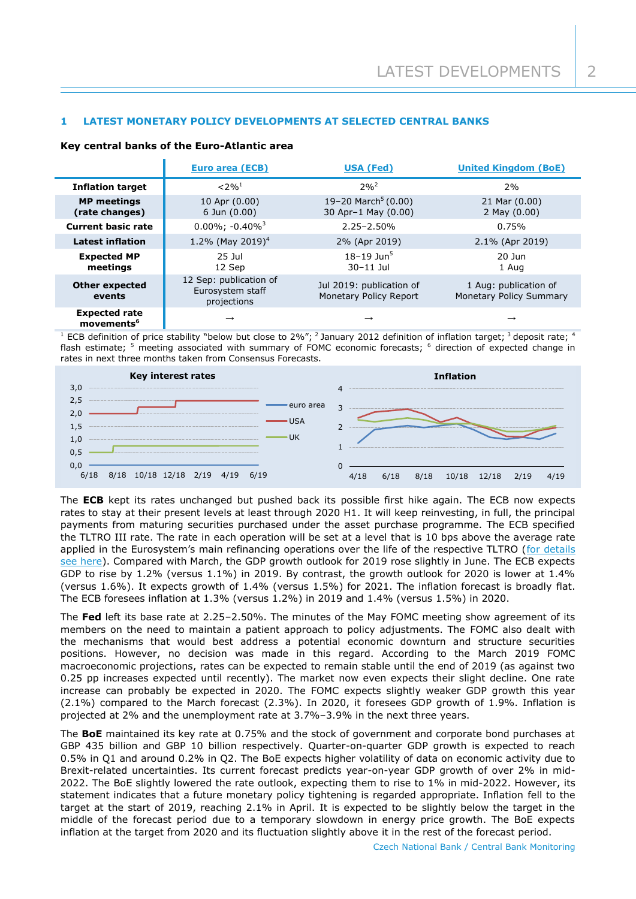## 1 LATEST MONETARY POLICY DEVELOPMENTS AT SELECTED CENTRAL BANKS

**Key central banks of the Euro-Atlantic area**

| | Euro area (ECB) | USA (Fed) | United Kingdom (BoE) |
|---|---|---|---|
| **Inflation target** | <2%[1] | 2%[2] | 2% |
| **MP meetings (rate changes)** | 10 Apr (0.00)<br>6 Jun (0.00) | 19–20 March[5] (0.00)<br>30 Apr–1 May (0.00) | 21 Mar (0.00)<br>2 May (0.00) |
| **Current basic rate** | 0.00%; -0.40%[3] | 2.25–2.50% | 0.75% |
| **Latest inflation** | 1.2% (May 2019)[4] | 2% (Apr 2019) | 2.1% (Apr 2019) |
| **Expected MP meetings** | 25 Jul<br>12 Sep | 18–19 Jun[5]<br>30–11 Jul | 20 Jun<br>1 Aug |
| **Other expected events** | 12 Sep: publication of Eurosystem staff projections | Jul 2019: publication of Monetary Policy Report | 1 Aug: publication of Monetary Policy Summary |
| **Expected rate movements[6]** | → | → | → |

[1] ECB definition of price stability "below but close to 2%"; [2] January 2012 definition of inflation target; [3] deposit rate; [4] flash estimate; [5] meeting associated with summary of FOMC economic forecasts; [6] direction of expected change in rates in next three months taken from Consensus Forecasts.

The **ECB** kept its rates unchanged but pushed back its possible first hike again. The ECB now expects rates to stay at their present levels at least through 2020 H1. It will keep reinvesting, in full, the principal payments from maturing securities purchased under the asset purchase programme. The ECB specified the TLTRO III rate. The rate in each operation will be set at a level that is 10 bps above the average rate applied in the Eurosystem's main refinancing operations over the life of the respective TLTRO (for details see here). Compared with March, the GDP growth outlook for 2019 rose slightly in June. The ECB expects GDP to rise by 1.2% (versus 1.1%) in 2019. By contrast, the growth outlook for 2020 is lower at 1.4% (versus 1.6%). It expects growth of 1.4% (versus 1.5%) for 2021. The inflation forecast is broadly flat. The ECB foresees inflation at 1.3% (versus 1.2%) in 2019 and 1.4% (versus 1.5%) in 2020.

The **Fed** left its base rate at 2.25–2.50%. The minutes of the May FOMC meeting show agreement of its members on the need to maintain a patient approach to policy adjustments. The FOMC also dealt with the mechanisms that would best address a potential economic downturn and structure securities positions. However, no decision was made in this regard. According to the March 2019 FOMC macroeconomic projections, rates can be expected to remain stable until the end of 2019 (as against two 0.25 pp increases expected until recently). The market now even expects their slight decline. One rate increase can probably be expected in 2020. The FOMC expects slightly weaker GDP growth this year (2.1%) compared to the March forecast (2.3%). In 2020, it foresees GDP growth of 1.9%. Inflation is projected at 2% and the unemployment rate at 3.7%–3.9% in the next three years.

The **BoE** maintained its key rate at 0.75% and the stock of government and corporate bond purchases at GBP 435 billion and GBP 10 billion respectively. Quarter-on-quarter GDP growth is expected to reach 0.5% in Q1 and around 0.2% in Q2. The BoE expects higher volatility of data on economic activity due to Brexit-related uncertainties. Its current forecast predicts year-on-year GDP growth of over 2% in mid-2022. The BoE slightly lowered the rate outlook, expecting them to rise to 1% in mid-2022. However, its statement indicates that a future monetary policy tightening is regarded appropriate. Inflation fell to the target at the start of 2019, reaching 2.1% in April. It is expected to be slightly below the target in the middle of the forecast period due to a temporary slowdown in energy price growth. The BoE expects inflation at the target from 2020 and its fluctuation slightly above it in the rest of the forecast period.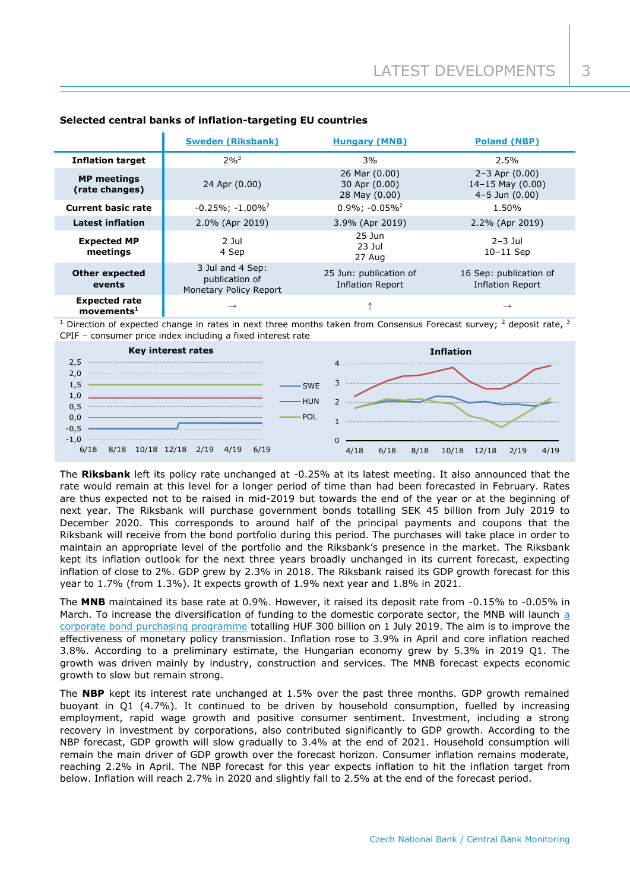**Selected central banks of inflation-targeting EU countries**

| | Sweden (Riksbank) | Hungary (MNB) | Poland (NBP) |
|---|---|---|---|
| **Inflation target** | 2%[3] | 3% | 2.5% |
| **MP meetings (rate changes)** | 24 Apr (0.00) | 26 Mar (0.00) 30 Apr (0.00) 28 May (0.00) | 2–3 Apr (0.00) 14–15 May (0.00) 4–5 Jun (0.00) |
| **Current basic rate** | -0.25%; -1.00%[2] | 0.9%; -0.05%[2] | 1.50% |
| **Latest inflation** | 2.0% (Apr 2019) | 3.9% (Apr 2019) | 2.2% (Apr 2019) |
| **Expected MP meetings** | 2 Jul 4 Sep | 25 Jun 23 Jul 27 Aug | 2–3 Jul 10–11 Sep |
| **Other expected events** | 3 Jul and 4 Sep: publication of Monetary Policy Report | 25 Jun: publication of Inflation Report | 16 Sep: publication of Inflation Report |
| **Expected rate movements**[1] | → | ↑ | → |

[1] Direction of expected change in rates in next three months taken from Consensus Forecast survey; [2] deposit rate, [3] CPIF – consumer price index including a fixed interest rate

The **Riksbank** left its policy rate unchanged at -0.25% at its latest meeting. It also announced that the rate would remain at this level for a longer period of time than had been forecasted in February. Rates are thus expected not to be raised in mid-2019 but towards the end of the year or at the beginning of next year. The Riksbank will purchase government bonds totalling SEK 45 billion from July 2019 to December 2020. This corresponds to around half of the principal payments and coupons that the Riksbank will receive from the bond portfolio during this period. The purchases will take place in order to maintain an appropriate level of the portfolio and the Riksbank's presence in the market. The Riksbank kept its inflation outlook for the next three years broadly unchanged in its current forecast, expecting inflation of close to 2%. GDP grew by 2.3% in 2018. The Riksbank raised its GDP growth forecast for this year to 1.7% (from 1.3%). It expects growth of 1.9% next year and 1.8% in 2021.

The **MNB** maintained its base rate at 0.9%. However, it raised its deposit rate from -0.15% to -0.05% in March. To increase the diversification of funding to the domestic corporate sector, the MNB will launch a corporate bond purchasing programme totalling HUF 300 billion on 1 July 2019. The aim is to improve the effectiveness of monetary policy transmission. Inflation rose to 3.9% in April and core inflation reached 3.8%. According to a preliminary estimate, the Hungarian economy grew by 5.3% in 2019 Q1. The growth was driven mainly by industry, construction and services. The MNB forecast expects economic growth to slow but remain strong.

The **NBP** kept its interest rate unchanged at 1.5% over the past three months. GDP growth remained buoyant in Q1 (4.7%). It continued to be driven by household consumption, fuelled by increasing employment, rapid wage growth and positive consumer sentiment. Investment, including a strong recovery in investment by corporations, also contributed significantly to GDP growth. According to the NBP forecast, GDP growth will slow gradually to 3.4% at the end of 2021. Household consumption will remain the main driver of GDP growth over the forecast horizon. Consumer inflation remains moderate, reaching 2.2% in April. The NBP forecast for this year expects inflation to hit the inflation target from below. Inflation will reach 2.7% in 2020 and slightly fall to 2.5% at the end of the forecast period.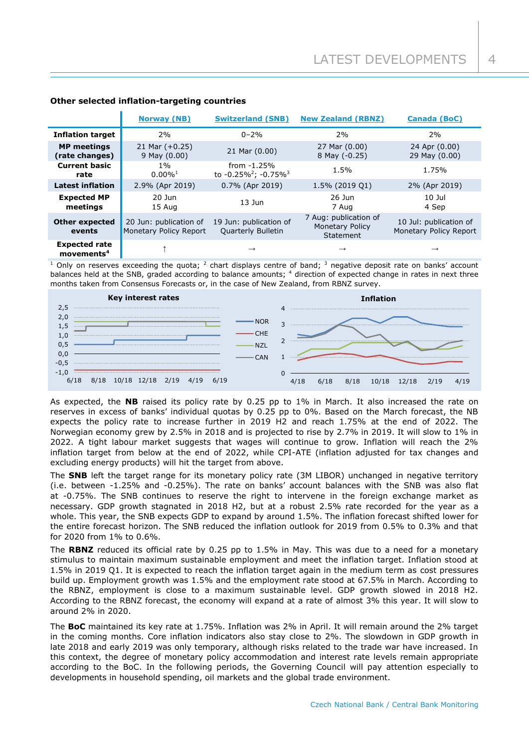### Other selected inflation-targeting countries

| | Norway (NB) | Switzerland (SNB) | New Zealand (RBNZ) | Canada (BoC) |
|---|---|---|---|---|
| **Inflation target** | 2% | 0–2% | 2% | 2% |
| **MP meetings (rate changes)** | 21 Mar (+0.25)<br>9 May (0.00) | 21 Mar (0.00) | 27 Mar (0.00)<br>8 May (-0.25) | 24 Apr (0.00)<br>29 May (0.00) |
| **Current basic rate** | 1%<br>0.00%[1] | from -1.25%<br>to -0.25%[2]; -0.75%[3] | 1.5% | 1.75% |
| **Latest inflation** | 2.9% (Apr 2019) | 0.7% (Apr 2019) | 1.5% (2019 Q1) | 2% (Apr 2019) |
| **Expected MP meetings** | 20 Jun<br>15 Aug | 13 Jun | 26 Jun<br>7 Aug | 10 Jul<br>4 Sep |
| **Other expected events** | 20 Jun: publication of Monetary Policy Report | 19 Jun: publication of Quarterly Bulletin | 7 Aug: publication of Monetary Policy Statement | 10 Jul: publication of Monetary Policy Report |
| **Expected rate movements[4]** | ↑ | → | → | → |

[1] Only on reserves exceeding the quota; [2] chart displays centre of band; [3] negative deposit rate on banks' account balances held at the SNB, graded according to balance amounts; [4] direction of expected change in rates in next three months taken from Consensus Forecasts or, in the case of New Zealand, from RBNZ survey.

As expected, the **NB** raised its policy rate by 0.25 pp to 1% in March. It also increased the rate on reserves in excess of banks' individual quotas by 0.25 pp to 0%. Based on the March forecast, the NB expects the policy rate to increase further in 2019 H2 and reach 1.75% at the end of 2022. The Norwegian economy grew by 2.5% in 2018 and is projected to rise by 2.7% in 2019. It will slow to 1% in 2022. A tight labour market suggests that wages will continue to grow. Inflation will reach the 2% inflation target from below at the end of 2022, while CPI-ATE (inflation adjusted for tax changes and excluding energy products) will hit the target from above.

The **SNB** left the target range for its monetary policy rate (3M LIBOR) unchanged in negative territory (i.e. between -1.25% and -0.25%). The rate on banks' account balances with the SNB was also flat at -0.75%. The SNB continues to reserve the right to intervene in the foreign exchange market as necessary. GDP growth stagnated in 2018 H2, but at a robust 2.5% rate recorded for the year as a whole. This year, the SNB expects GDP to expand by around 1.5%. The inflation forecast shifted lower for the entire forecast horizon. The SNB reduced the inflation outlook for 2019 from 0.5% to 0.3% and that for 2020 from 1% to 0.6%.

The **RBNZ** reduced its official rate by 0.25 pp to 1.5% in May. This was due to a need for a monetary stimulus to maintain maximum sustainable employment and meet the inflation target. Inflation stood at 1.5% in 2019 Q1. It is expected to reach the inflation target again in the medium term as cost pressures build up. Employment growth was 1.5% and the employment rate stood at 67.5% in March. According to the RBNZ, employment is close to a maximum sustainable level. GDP growth slowed in 2018 H2. According to the RBNZ forecast, the economy will expand at a rate of almost 3% this year. It will slow to around 2% in 2020.

The **BoC** maintained its key rate at 1.75%. Inflation was 2% in April. It will remain around the 2% target in the coming months. Core inflation indicators also stay close to 2%. The slowdown in GDP growth in late 2018 and early 2019 was only temporary, although risks related to the trade war have increased. In this context, the degree of monetary policy accommodation and interest rate levels remain appropriate according to the BoC. In the following periods, the Governing Council will pay attention especially to developments in household spending, oil markets and the global trade environment.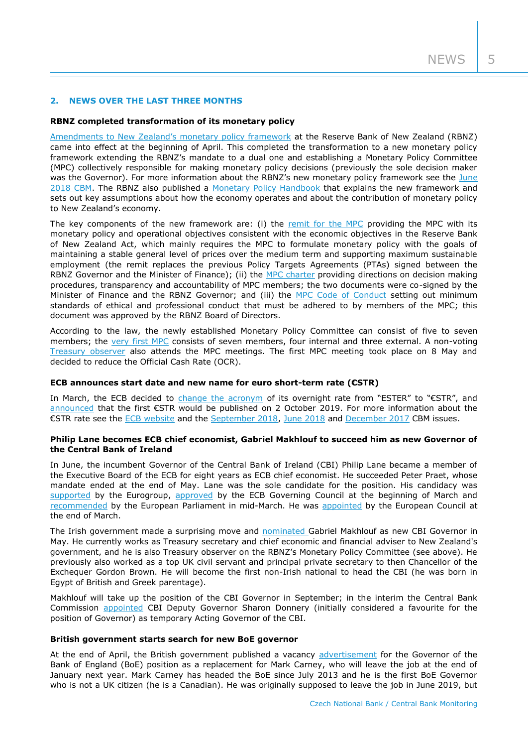## 2. NEWS OVER THE LAST THREE MONTHS

### RBNZ completed transformation of its monetary policy

Amendments to New Zealand's monetary policy framework at the Reserve Bank of New Zealand (RBNZ) came into effect at the beginning of April. This completed the transformation to a new monetary policy framework extending the RBNZ's mandate to a dual one and establishing a Monetary Policy Committee (MPC) collectively responsible for making monetary policy decisions (previously the sole decision maker was the Governor). For more information about the RBNZ's new monetary policy framework see the June 2018 CBM. The RBNZ also published a Monetary Policy Handbook that explains the new framework and sets out key assumptions about how the economy operates and about the contribution of monetary policy to New Zealand's economy.

The key components of the new framework are: (i) the remit for the MPC providing the MPC with its monetary policy and operational objectives consistent with the economic objectives in the Reserve Bank of New Zealand Act, which mainly requires the MPC to formulate monetary policy with the goals of maintaining a stable general level of prices over the medium term and supporting maximum sustainable employment (the remit replaces the previous Policy Targets Agreements (PTAs) signed between the RBNZ Governor and the Minister of Finance); (ii) the MPC charter providing directions on decision making procedures, transparency and accountability of MPC members; the two documents were co-signed by the Minister of Finance and the RBNZ Governor; and (iii) the MPC Code of Conduct setting out minimum standards of ethical and professional conduct that must be adhered to by members of the MPC; this document was approved by the RBNZ Board of Directors.

According to the law, the newly established Monetary Policy Committee can consist of five to seven members; the very first MPC consists of seven members, four internal and three external. A non-voting Treasury observer also attends the MPC meetings. The first MPC meeting took place on 8 May and decided to reduce the Official Cash Rate (OCR).

### ECB announces start date and new name for euro short-term rate (€STR)

In March, the ECB decided to change the acronym of its overnight rate from "ESTER" to "€STR", and announced that the first €STR would be published on 2 October 2019. For more information about the €STR rate see the ECB website and the September 2018, June 2018 and December 2017 CBM issues.

### Philip Lane becomes ECB chief economist, Gabriel Makhlouf to succeed him as new Governor of the Central Bank of Ireland

In June, the incumbent Governor of the Central Bank of Ireland (CBI) Philip Lane became a member of the Executive Board of the ECB for eight years as ECB chief economist. He succeeded Peter Praet, whose mandate ended at the end of May. Lane was the sole candidate for the position. His candidacy was supported by the Eurogroup, approved by the ECB Governing Council at the beginning of March and recommended by the European Parliament in mid-March. He was appointed by the European Council at the end of March.

The Irish government made a surprising move and nominated Gabriel Makhlouf as new CBI Governor in May. He currently works as Treasury secretary and chief economic and financial adviser to New Zealand's government, and he is also Treasury observer on the RBNZ's Monetary Policy Committee (see above). He previously also worked as a top UK civil servant and principal private secretary to then Chancellor of the Exchequer Gordon Brown. He will become the first non-Irish national to head the CBI (he was born in Egypt of British and Greek parentage).

Makhlouf will take up the position of the CBI Governor in September; in the interim the Central Bank Commission appointed CBI Deputy Governor Sharon Donnery (initially considered a favourite for the position of Governor) as temporary Acting Governor of the CBI.

### British government starts search for new BoE governor

At the end of April, the British government published a vacancy advertisement for the Governor of the Bank of England (BoE) position as a replacement for Mark Carney, who will leave the job at the end of January next year. Mark Carney has headed the BoE since July 2013 and he is the first BoE Governor who is not a UK citizen (he is a Canadian). He was originally supposed to leave the job in June 2019, but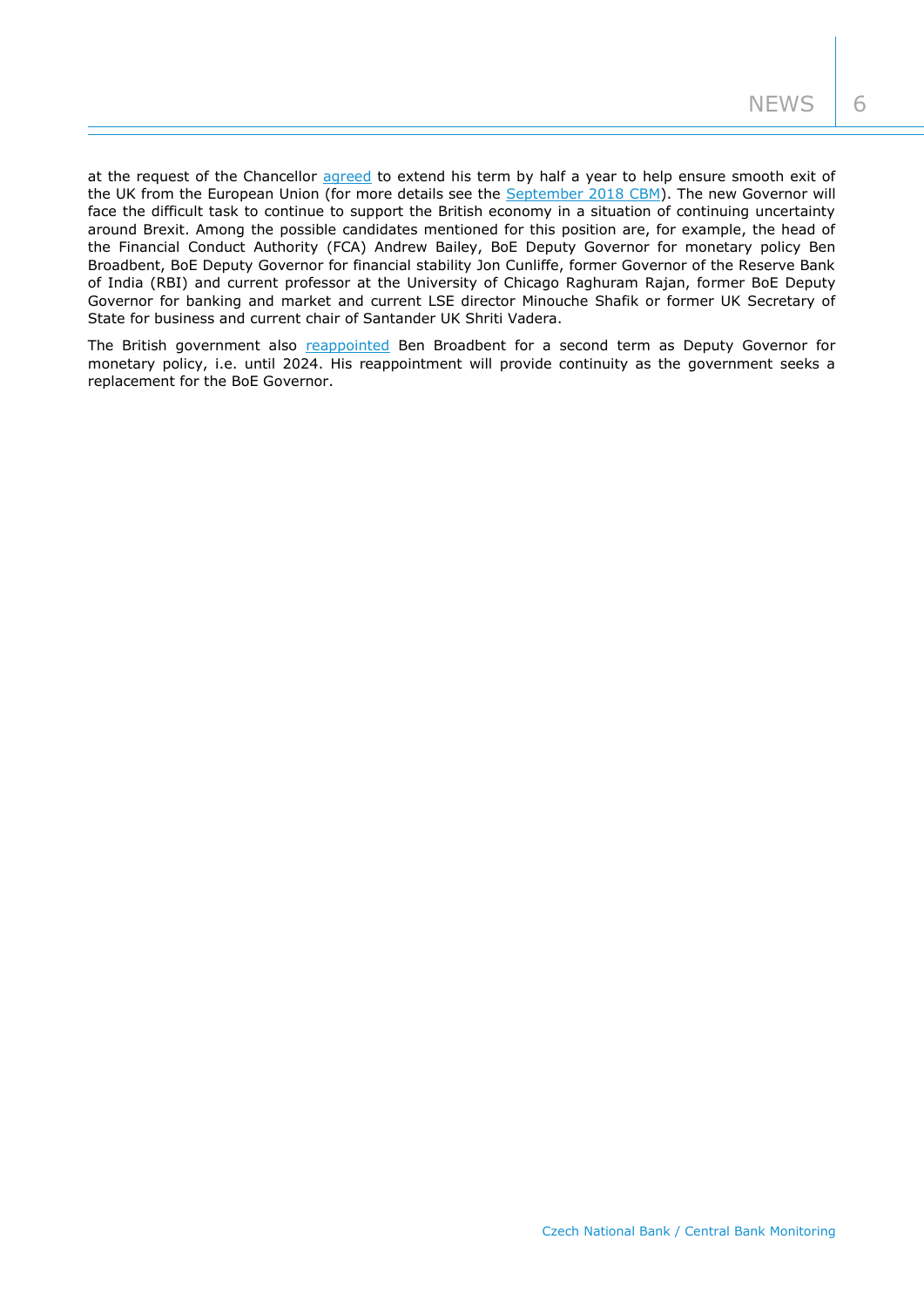at the request of the Chancellor agreed to extend his term by half a year to help ensure smooth exit of the UK from the European Union (for more details see the September 2018 CBM). The new Governor will face the difficult task to continue to support the British economy in a situation of continuing uncertainty around Brexit. Among the possible candidates mentioned for this position are, for example, the head of the Financial Conduct Authority (FCA) Andrew Bailey, BoE Deputy Governor for monetary policy Ben Broadbent, BoE Deputy Governor for financial stability Jon Cunliffe, former Governor of the Reserve Bank of India (RBI) and current professor at the University of Chicago Raghuram Rajan, former BoE Deputy Governor for banking and market and current LSE director Minouche Shafik or former UK Secretary of State for business and current chair of Santander UK Shriti Vadera.

The British government also reappointed Ben Broadbent for a second term as Deputy Governor for monetary policy, i.e. until 2024. His reappointment will provide continuity as the government seeks a replacement for the BoE Governor.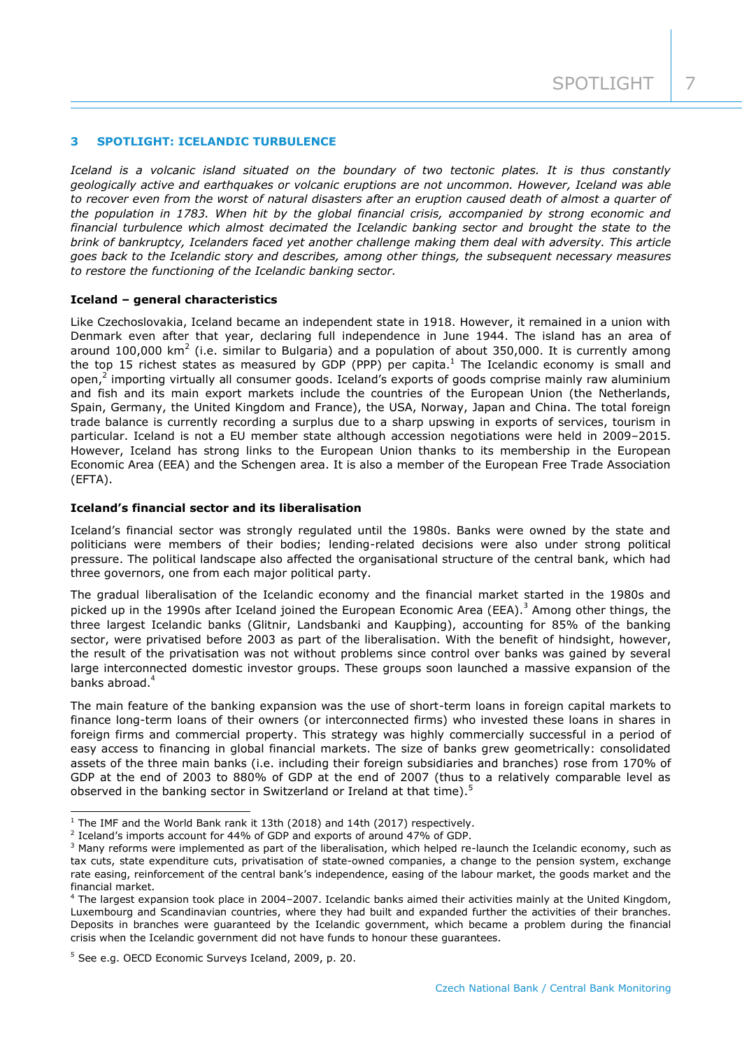## 3 SPOTLIGHT: ICELANDIC TURBULENCE

*Iceland is a volcanic island situated on the boundary of two tectonic plates. It is thus constantly geologically active and earthquakes or volcanic eruptions are not uncommon. However, Iceland was able to recover even from the worst of natural disasters after an eruption caused death of almost a quarter of the population in 1783. When hit by the global financial crisis, accompanied by strong economic and financial turbulence which almost decimated the Icelandic banking sector and brought the state to the brink of bankruptcy, Icelanders faced yet another challenge making them deal with adversity. This article goes back to the Icelandic story and describes, among other things, the subsequent necessary measures to restore the functioning of the Icelandic banking sector.*

**Iceland – general characteristics**

Like Czechoslovakia, Iceland became an independent state in 1918. However, it remained in a union with Denmark even after that year, declaring full independence in June 1944. The island has an area of around 100,000 km$^2$ (i.e. similar to Bulgaria) and a population of about 350,000. It is currently among the top 15 richest states as measured by GDP (PPP) per capita.[1] The Icelandic economy is small and open,[2] importing virtually all consumer goods. Iceland's exports of goods comprise mainly raw aluminium and fish and its main export markets include the countries of the European Union (the Netherlands, Spain, Germany, the United Kingdom and France), the USA, Norway, Japan and China. The total foreign trade balance is currently recording a surplus due to a sharp upswing in exports of services, tourism in particular. Iceland is not a EU member state although accession negotiations were held in 2009–2015. However, Iceland has strong links to the European Union thanks to its membership in the European Economic Area (EEA) and the Schengen area. It is also a member of the European Free Trade Association (EFTA).

**Iceland's financial sector and its liberalisation**

Iceland's financial sector was strongly regulated until the 1980s. Banks were owned by the state and politicians were members of their bodies; lending-related decisions were also under strong political pressure. The political landscape also affected the organisational structure of the central bank, which had three governors, one from each major political party.

The gradual liberalisation of the Icelandic economy and the financial market started in the 1980s and picked up in the 1990s after Iceland joined the European Economic Area (EEA).[3] Among other things, the three largest Icelandic banks (Glitnir, Landsbanki and Kaupþing), accounting for 85% of the banking sector, were privatised before 2003 as part of the liberalisation. With the benefit of hindsight, however, the result of the privatisation was not without problems since control over banks was gained by several large interconnected domestic investor groups. These groups soon launched a massive expansion of the banks abroad.[4]

The main feature of the banking expansion was the use of short-term loans in foreign capital markets to finance long-term loans of their owners (or interconnected firms) who invested these loans in shares in foreign firms and commercial property. This strategy was highly commercially successful in a period of easy access to financing in global financial markets. The size of banks grew geometrically: consolidated assets of the three main banks (i.e. including their foreign subsidiaries and branches) rose from 170% of GDP at the end of 2003 to 880% of GDP at the end of 2007 (thus to a relatively comparable level as observed in the banking sector in Switzerland or Ireland at that time).[5]

---

[1] The IMF and the World Bank rank it 13th (2018) and 14th (2017) respectively.

[2] Iceland's imports account for 44% of GDP and exports of around 47% of GDP.

[3] Many reforms were implemented as part of the liberalisation, which helped re-launch the Icelandic economy, such as tax cuts, state expenditure cuts, privatisation of state-owned companies, a change to the pension system, exchange rate easing, reinforcement of the central bank's independence, easing of the labour market, the goods market and the financial market.

[4] The largest expansion took place in 2004–2007. Icelandic banks aimed their activities mainly at the United Kingdom, Luxembourg and Scandinavian countries, where they had built and expanded further the activities of their branches. Deposits in branches were guaranteed by the Icelandic government, which became a problem during the financial crisis when the Icelandic government did not have funds to honour these guarantees.

[5] See e.g. OECD Economic Surveys Iceland, 2009, p. 20.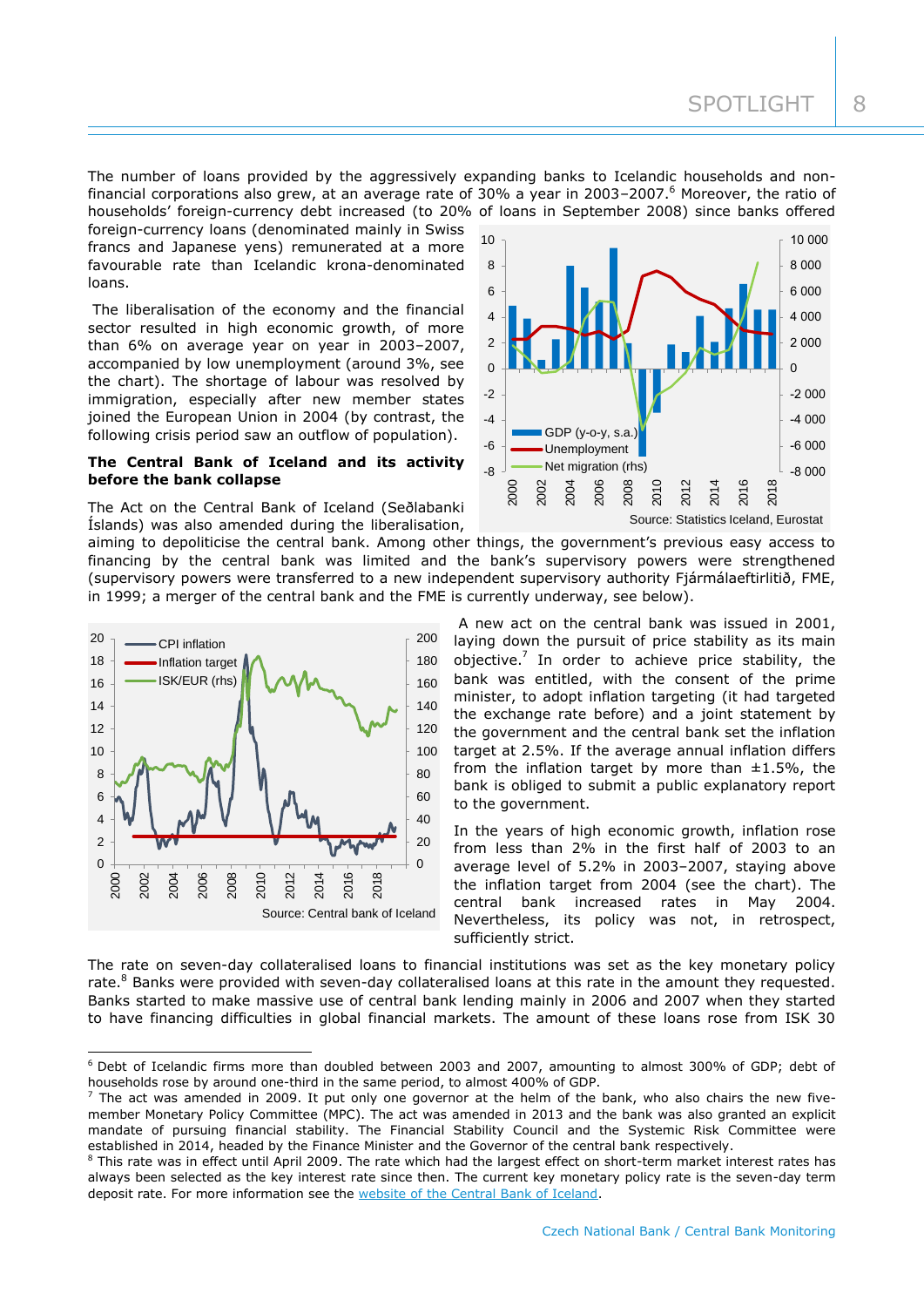The number of loans provided by the aggressively expanding banks to Icelandic households and non-financial corporations also grew, at an average rate of 30% a year in 2003–2007.[6] Moreover, the ratio of households' foreign-currency debt increased (to 20% of loans in September 2008) since banks offered foreign-currency loans (denominated mainly in Swiss francs and Japanese yens) remunerated at a more favourable rate than Icelandic krona-denominated loans.

The liberalisation of the economy and the financial sector resulted in high economic growth, of more than 6% on average year on year in 2003–2007, accompanied by low unemployment (around 3%, see the chart). The shortage of labour was resolved by immigration, especially after new member states joined the European Union in 2004 (by contrast, the following crisis period saw an outflow of population).

Source: Statistics Iceland, Eurostat

**The Central Bank of Iceland and its activity before the bank collapse**

The Act on the Central Bank of Iceland (Seðlabanki Íslands) was also amended during the liberalisation, aiming to depoliticise the central bank. Among other things, the government's previous easy access to financing by the central bank was limited and the bank's supervisory powers were strengthened (supervisory powers were transferred to a new independent supervisory authority Fjármálaeftirlitið, FME, in 1999; a merger of the central bank and the FME is currently underway, see below).

A new act on the central bank was issued in 2001, laying down the pursuit of price stability as its main objective.[7] In order to achieve price stability, the bank was entitled, with the consent of the prime minister, to adopt inflation targeting (it had targeted the exchange rate before) and a joint statement by the government and the central bank set the inflation target at 2.5%. If the average annual inflation differs from the inflation target by more than ±1.5%, the bank is obliged to submit a public explanatory report to the government.

Source: Central bank of Iceland

In the years of high economic growth, inflation rose from less than 2% in the first half of 2003 to an average level of 5.2% in 2003–2007, staying above the inflation target from 2004 (see the chart). The central bank increased rates in May 2004. Nevertheless, its policy was not, in retrospect, sufficiently strict.

The rate on seven-day collateralised loans to financial institutions was set as the key monetary policy rate.[8] Banks were provided with seven-day collateralised loans at this rate in the amount they requested. Banks started to make massive use of central bank lending mainly in 2006 and 2007 when they started to have financing difficulties in global financial markets. The amount of these loans rose from ISK 30

---

[6] Debt of Icelandic firms more than doubled between 2003 and 2007, amounting to almost 300% of GDP; debt of households rose by around one-third in the same period, to almost 400% of GDP.

[7] The act was amended in 2009. It put only one governor at the helm of the bank, who also chairs the new five-member Monetary Policy Committee (MPC). The act was amended in 2013 and the bank was also granted an explicit mandate of pursuing financial stability. The Financial Stability Council and the Systemic Risk Committee were established in 2014, headed by the Finance Minister and the Governor of the central bank respectively.

[8] This rate was in effect until April 2009. The rate which had the largest effect on short-term market interest rates has always been selected as the key interest rate since then. The current key monetary policy rate is the seven-day term deposit rate. For more information see the website of the Central Bank of Iceland.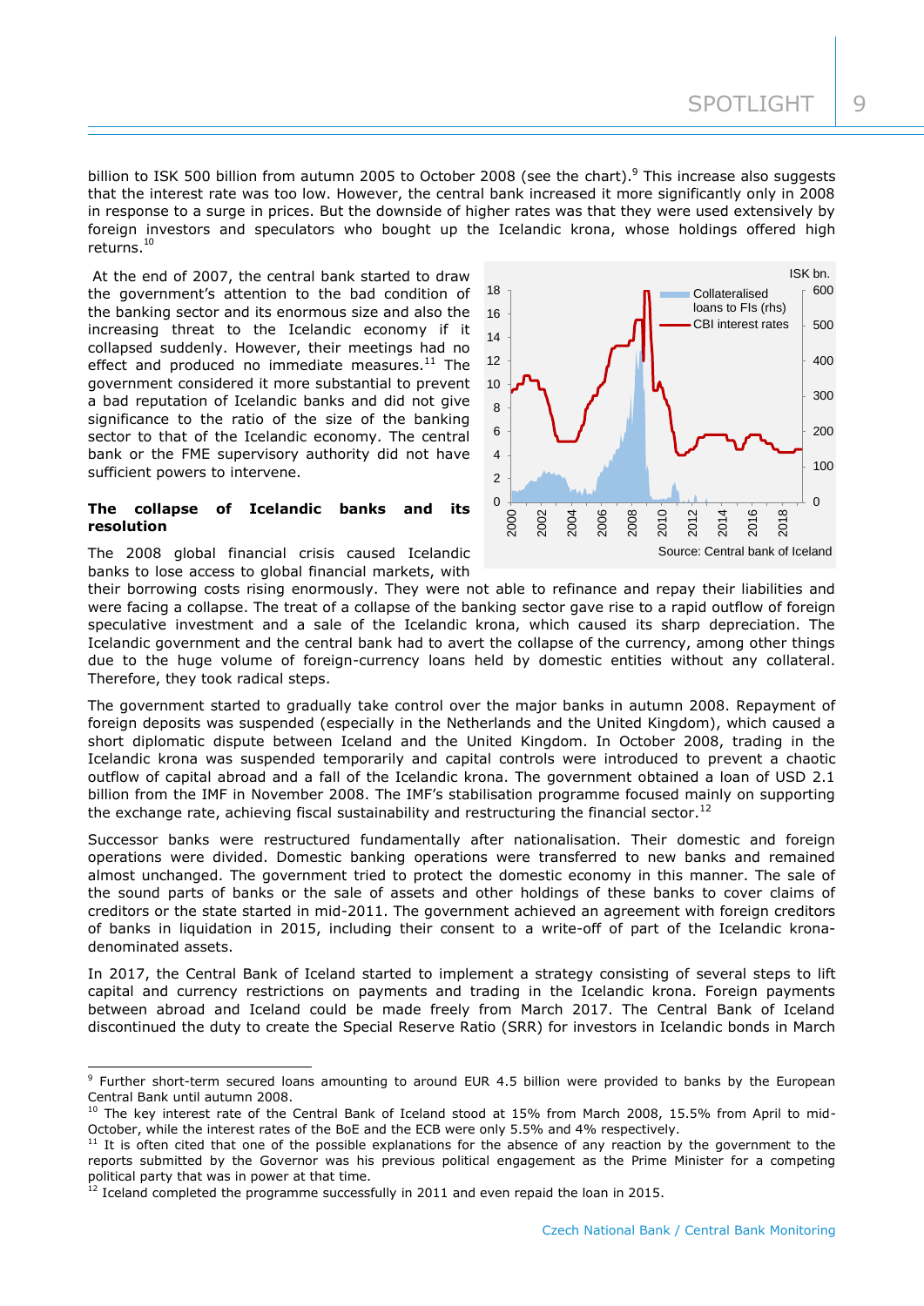billion to ISK 500 billion from autumn 2005 to October 2008 (see the chart).[9] This increase also suggests that the interest rate was too low. However, the central bank increased it more significantly only in 2008 in response to a surge in prices. But the downside of higher rates was that they were used extensively by foreign investors and speculators who bought up the Icelandic krona, whose holdings offered high returns.[10]

At the end of 2007, the central bank started to draw the government's attention to the bad condition of the banking sector and its enormous size and also the increasing threat to the Icelandic economy if it collapsed suddenly. However, their meetings had no effect and produced no immediate measures.[11] The government considered it more substantial to prevent a bad reputation of Icelandic banks and did not give significance to the ratio of the size of the banking sector to that of the Icelandic economy. The central bank or the FME supervisory authority did not have sufficient powers to intervene.

Source: Central bank of Iceland

**The collapse of Icelandic banks and its resolution**

The 2008 global financial crisis caused Icelandic banks to lose access to global financial markets, with their borrowing costs rising enormously. They were not able to refinance and repay their liabilities and were facing a collapse. The treat of a collapse of the banking sector gave rise to a rapid outflow of foreign speculative investment and a sale of the Icelandic krona, which caused its sharp depreciation. The Icelandic government and the central bank had to avert the collapse of the currency, among other things due to the huge volume of foreign-currency loans held by domestic entities without any collateral. Therefore, they took radical steps.

The government started to gradually take control over the major banks in autumn 2008. Repayment of foreign deposits was suspended (especially in the Netherlands and the United Kingdom), which caused a short diplomatic dispute between Iceland and the United Kingdom. In October 2008, trading in the Icelandic krona was suspended temporarily and capital controls were introduced to prevent a chaotic outflow of capital abroad and a fall of the Icelandic krona. The government obtained a loan of USD 2.1 billion from the IMF in November 2008. The IMF's stabilisation programme focused mainly on supporting the exchange rate, achieving fiscal sustainability and restructuring the financial sector.[12]

Successor banks were restructured fundamentally after nationalisation. Their domestic and foreign operations were divided. Domestic banking operations were transferred to new banks and remained almost unchanged. The government tried to protect the domestic economy in this manner. The sale of the sound parts of banks or the sale of assets and other holdings of these banks to cover claims of creditors or the state started in mid-2011. The government achieved an agreement with foreign creditors of banks in liquidation in 2015, including their consent to a write-off of part of the Icelandic krona-denominated assets.

In 2017, the Central Bank of Iceland started to implement a strategy consisting of several steps to lift capital and currency restrictions on payments and trading in the Icelandic krona. Foreign payments between abroad and Iceland could be made freely from March 2017. The Central Bank of Iceland discontinued the duty to create the Special Reserve Ratio (SRR) for investors in Icelandic bonds in March

---

[9] Further short-term secured loans amounting to around EUR 4.5 billion were provided to banks by the European Central Bank until autumn 2008.

[10] The key interest rate of the Central Bank of Iceland stood at 15% from March 2008, 15.5% from April to mid-October, while the interest rates of the BoE and the ECB were only 5.5% and 4% respectively.

[11] It is often cited that one of the possible explanations for the absence of any reaction by the government to the reports submitted by the Governor was his previous political engagement as the Prime Minister for a competing political party that was in power at that time.

[12] Iceland completed the programme successfully in 2011 and even repaid the loan in 2015.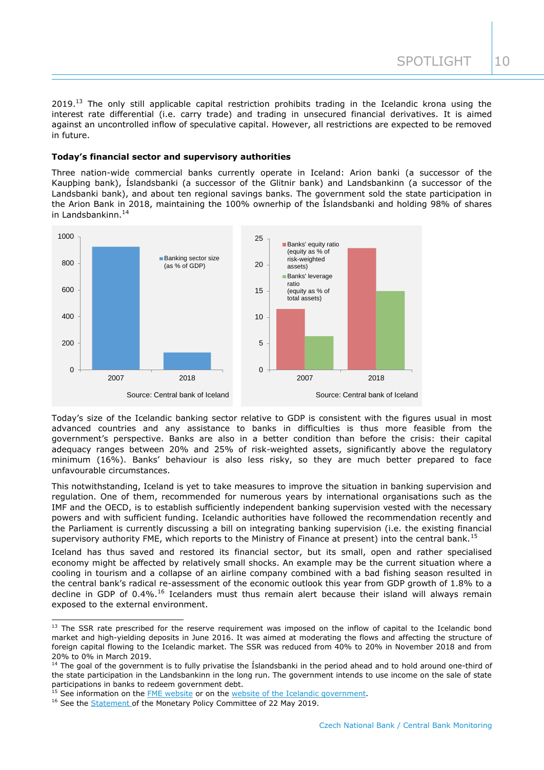2019.[13] The only still applicable capital restriction prohibits trading in the Icelandic krona using the interest rate differential (i.e. carry trade) and trading in unsecured financial derivatives. It is aimed against an uncontrolled inflow of speculative capital. However, all restrictions are expected to be removed in future.

**Today's financial sector and supervisory authorities**

Three nation-wide commercial banks currently operate in Iceland: Arion banki (a successor of the Kaupþing bank), Íslandsbanki (a successor of the Glitnir bank) and Landsbankinn (a successor of the Landsbanki bank), and about ten regional savings banks. The government sold the state participation in the Arion Bank in 2018, maintaining the 100% ownerhip of the Íslandsbanki and holding 98% of shares in Landsbankinn.[14]

Source: Central bank of Iceland

Source: Central bank of Iceland

Today's size of the Icelandic banking sector relative to GDP is consistent with the figures usual in most advanced countries and any assistance to banks in difficulties is thus more feasible from the government's perspective. Banks are also in a better condition than before the crisis: their capital adequacy ranges between 20% and 25% of risk-weighted assets, significantly above the regulatory minimum (16%). Banks' behaviour is also less risky, so they are much better prepared to face unfavourable circumstances.

This notwithstanding, Iceland is yet to take measures to improve the situation in banking supervision and regulation. One of them, recommended for numerous years by international organisations such as the IMF and the OECD, is to establish sufficiently independent banking supervision vested with the necessary powers and with sufficient funding. Icelandic authorities have followed the recommendation recently and the Parliament is currently discussing a bill on integrating banking supervision (i.e. the existing financial supervisory authority FME, which reports to the Ministry of Finance at present) into the central bank.[15]

Iceland has thus saved and restored its financial sector, but its small, open and rather specialised economy might be affected by relatively small shocks. An example may be the current situation where a cooling in tourism and a collapse of an airline company combined with a bad fishing season resulted in the central bank's radical re-assessment of the economic outlook this year from GDP growth of 1.8% to a decline in GDP of 0.4%.[16] Icelanders must thus remain alert because their island will always remain exposed to the external environment.

---

[13] The SSR rate prescribed for the reserve requirement was imposed on the inflow of capital to the Icelandic bond market and high-yielding deposits in June 2016. It was aimed at moderating the flows and affecting the structure of foreign capital flowing to the Icelandic market. The SSR was reduced from 40% to 20% in November 2018 and from 20% to 0% in March 2019.

[14] The goal of the government is to fully privatise the Íslandsbanki in the period ahead and to hold around one-third of the state participation in the Landsbankinn in the long run. The government intends to use income on the sale of state participations in banks to redeem government debt.

[15] See information on the FME website or on the website of the Icelandic government.

[16] See the Statement of the Monetary Policy Committee of 22 May 2019.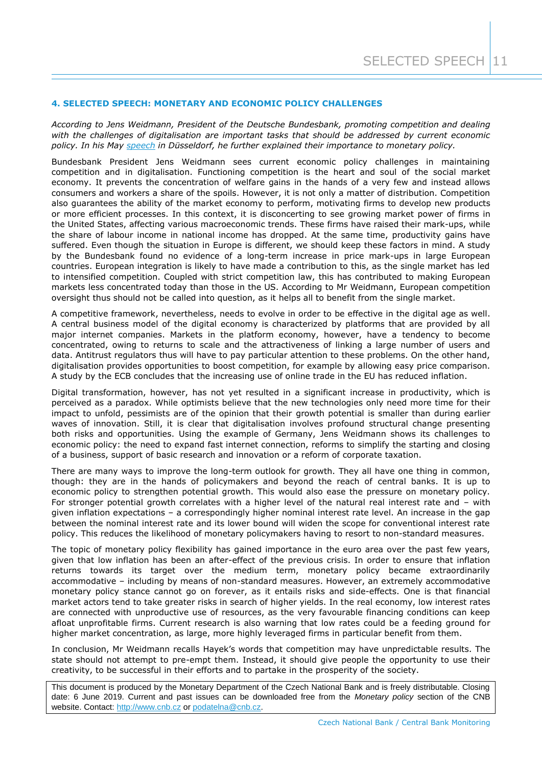## 4. SELECTED SPEECH: MONETARY AND ECONOMIC POLICY CHALLENGES

*According to Jens Weidmann, President of the Deutsche Bundesbank, promoting competition and dealing with the challenges of digitalisation are important tasks that should be addressed by current economic policy. In his May speech in Düsseldorf, he further explained their importance to monetary policy.*

Bundesbank President Jens Weidmann sees current economic policy challenges in maintaining competition and in digitalisation. Functioning competition is the heart and soul of the social market economy. It prevents the concentration of welfare gains in the hands of a very few and instead allows consumers and workers a share of the spoils. However, it is not only a matter of distribution. Competition also guarantees the ability of the market economy to perform, motivating firms to develop new products or more efficient processes. In this context, it is disconcerting to see growing market power of firms in the United States, affecting various macroeconomic trends. These firms have raised their mark-ups, while the share of labour income in national income has dropped. At the same time, productivity gains have suffered. Even though the situation in Europe is different, we should keep these factors in mind. A study by the Bundesbank found no evidence of a long-term increase in price mark-ups in large European countries. European integration is likely to have made a contribution to this, as the single market has led to intensified competition. Coupled with strict competition law, this has contributed to making European markets less concentrated today than those in the US. According to Mr Weidmann, European competition oversight thus should not be called into question, as it helps all to benefit from the single market.

A competitive framework, nevertheless, needs to evolve in order to be effective in the digital age as well. A central business model of the digital economy is characterized by platforms that are provided by all major internet companies. Markets in the platform economy, however, have a tendency to become concentrated, owing to returns to scale and the attractiveness of linking a large number of users and data. Antitrust regulators thus will have to pay particular attention to these problems. On the other hand, digitalisation provides opportunities to boost competition, for example by allowing easy price comparison. A study by the ECB concludes that the increasing use of online trade in the EU has reduced inflation.

Digital transformation, however, has not yet resulted in a significant increase in productivity, which is perceived as a paradox. While optimists believe that the new technologies only need more time for their impact to unfold, pessimists are of the opinion that their growth potential is smaller than during earlier waves of innovation. Still, it is clear that digitalisation involves profound structural change presenting both risks and opportunities. Using the example of Germany, Jens Weidmann shows its challenges to economic policy: the need to expand fast internet connection, reforms to simplify the starting and closing of a business, support of basic research and innovation or a reform of corporate taxation.

There are many ways to improve the long-term outlook for growth. They all have one thing in common, though: they are in the hands of policymakers and beyond the reach of central banks. It is up to economic policy to strengthen potential growth. This would also ease the pressure on monetary policy. For stronger potential growth correlates with a higher level of the natural real interest rate and – with given inflation expectations – a correspondingly higher nominal interest rate level. An increase in the gap between the nominal interest rate and its lower bound will widen the scope for conventional interest rate policy. This reduces the likelihood of monetary policymakers having to resort to non-standard measures.

The topic of monetary policy flexibility has gained importance in the euro area over the past few years, given that low inflation has been an after-effect of the previous crisis. In order to ensure that inflation returns towards its target over the medium term, monetary policy became extraordinarily accommodative – including by means of non-standard measures. However, an extremely accommodative monetary policy stance cannot go on forever, as it entails risks and side-effects. One is that financial market actors tend to take greater risks in search of higher yields. In the real economy, low interest rates are connected with unproductive use of resources, as the very favourable financing conditions can keep afloat unprofitable firms. Current research is also warning that low rates could be a feeding ground for higher market concentration, as large, more highly leveraged firms in particular benefit from them.

In conclusion, Mr Weidmann recalls Hayek's words that competition may have unpredictable results. The state should not attempt to pre-empt them. Instead, it should give people the opportunity to use their creativity, to be successful in their efforts and to partake in the prosperity of the society.

This document is produced by the Monetary Department of the Czech National Bank and is freely distributable. Closing date: 6 June 2019. Current and past issues can be downloaded free from the *Monetary policy* section of the CNB website. Contact: http://www.cnb.cz or podatelna@cnb.cz.